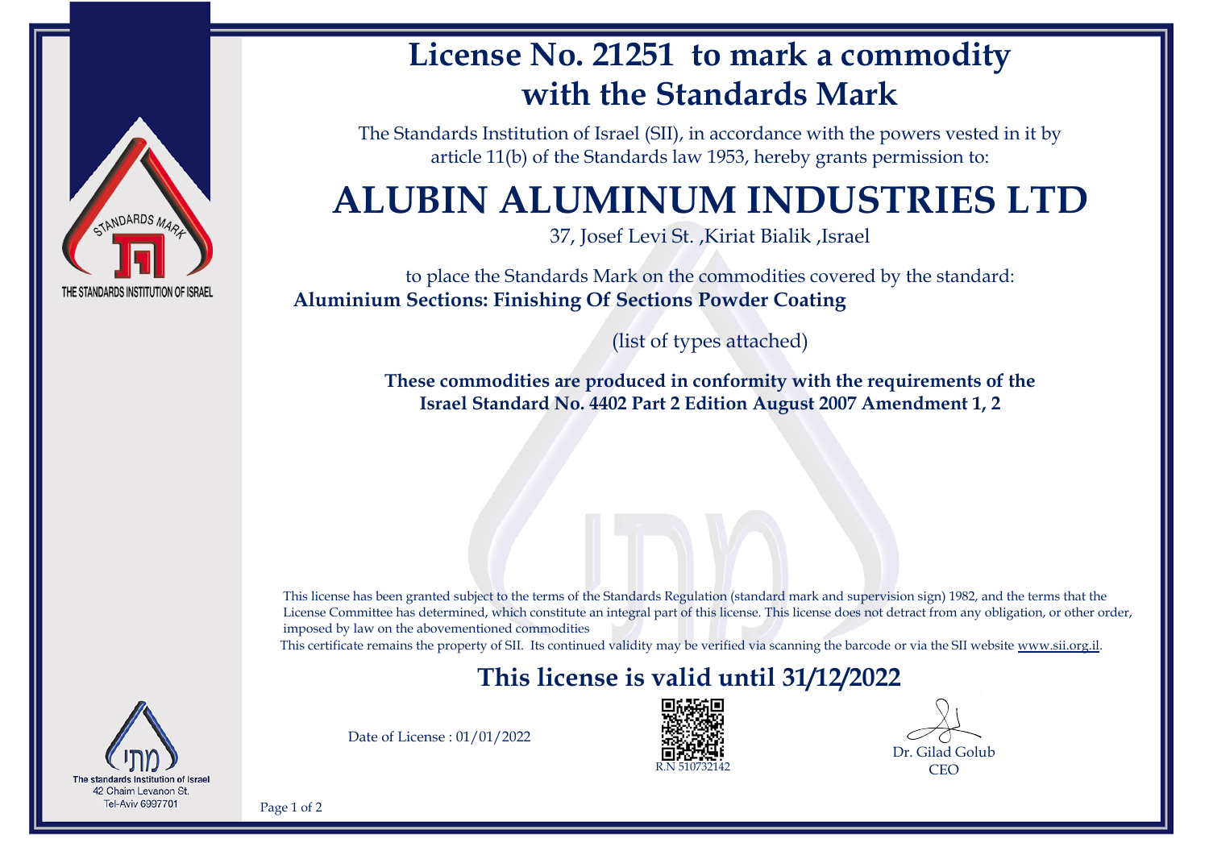# License No. 21251 to mark a commodity with the Standards Mark

STANDARDS MARK

THE STANDARDS INSTITUTION OF ISRAEL

The Standards Institution of Israel (SII), in accordance with the powers vested in it by article 11(b) of the Standards law 1953, hereby grants permission to:

## ALUBIN ALUMINUM INDUSTRIES LTD

37, Josef Levi St. ,Kiriat Bialik ,Israel

to place the Standards Mark on the commodities covered by the standard:

**Aluminium Sections: Finishing Of Sections Powder Coating**

(list of types attached)

**These commodities are produced in conformity with the requirements of the Israel Standard No. 4402 Part 2 Edition August 2007 Amendment 1, 2**

This license has been granted subject to the terms of the Standards Regulation (standard mark and supervision sign) 1982, and the terms that the License Committee has determined, which constitute an integral part of this license. This license does not detract from any obligation, or other order, imposed by law on the abovementioned commodities

This certificate remains the property of SII. Its continued validity may be verified via scanning the barcode or via the SII website www.sii.org.il.

## This license is valid until 31/12/2022

Date of License : 01/01/2022

R.N 510732142

Dr. Gilad Golub
CEO

מתי
The standards Institution of Israel
42 Chaim Levanon St.
Tel-Aviv 6997701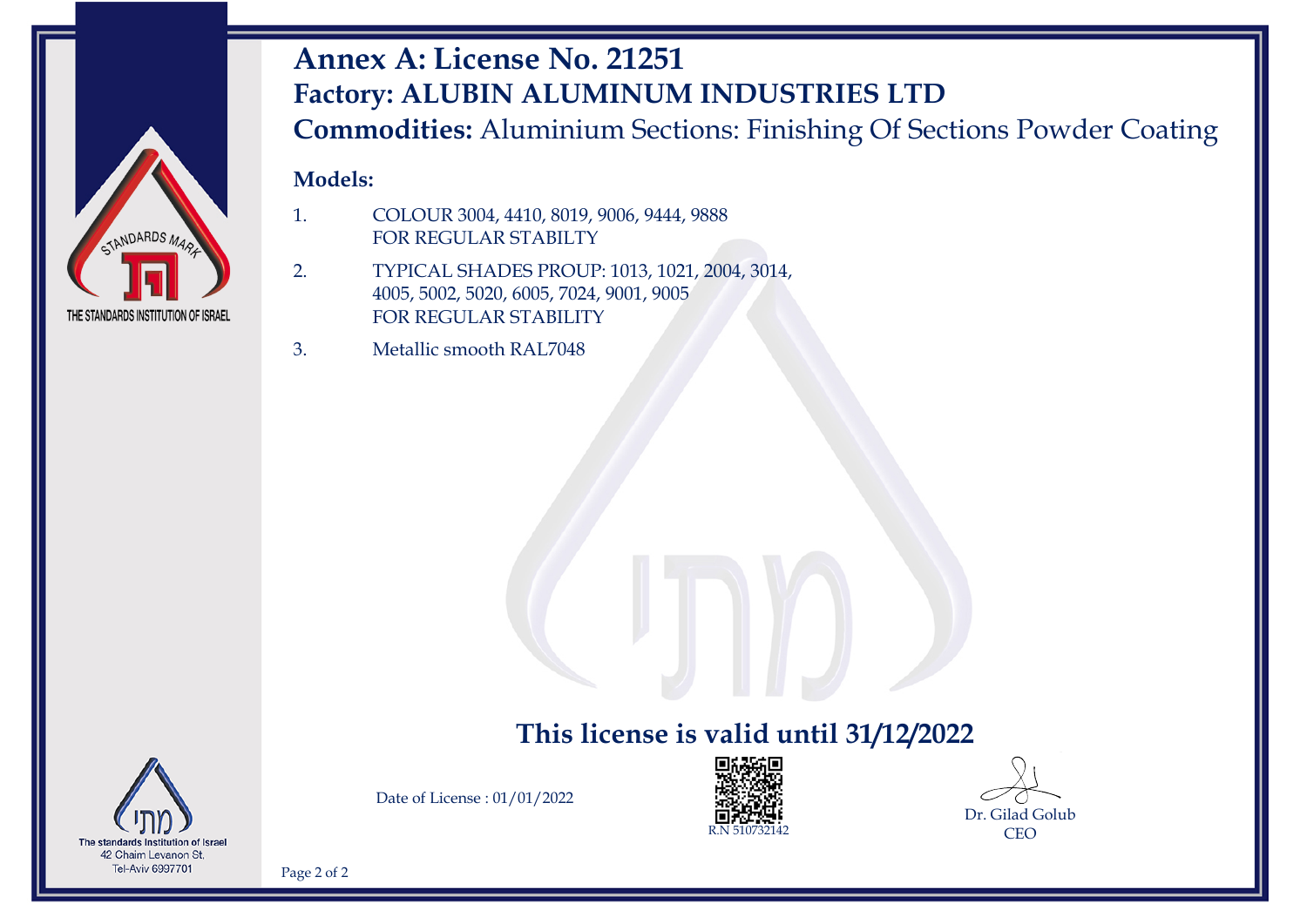# Annex A: License No. 21251

## Factory: ALUBIN ALUMINUM INDUSTRIES LTD

**Commodities:** Aluminium Sections: Finishing Of Sections Powder Coating

**Models:**

1. COLOUR 3004, 4410, 8019, 9006, 9444, 9888
   FOR REGULAR STABILTY
2. TYPICAL SHADES PROUP: 1013, 1021, 2004, 3014, 4005, 5002, 5020, 6005, 7024, 9001, 9005
   FOR REGULAR STABILITY
3. Metallic smooth RAL7048

STANDARDS MARK

THE STANDARDS INSTITUTION OF ISRAEL

## This license is valid until 31/12/2022

Date of License : 01/01/2022

R.N 510732142

Dr. Gilad Golub
CEO

מתי

The standards Institution of Israel
42 Chaim Levanon St.
Tel-Aviv 6997701